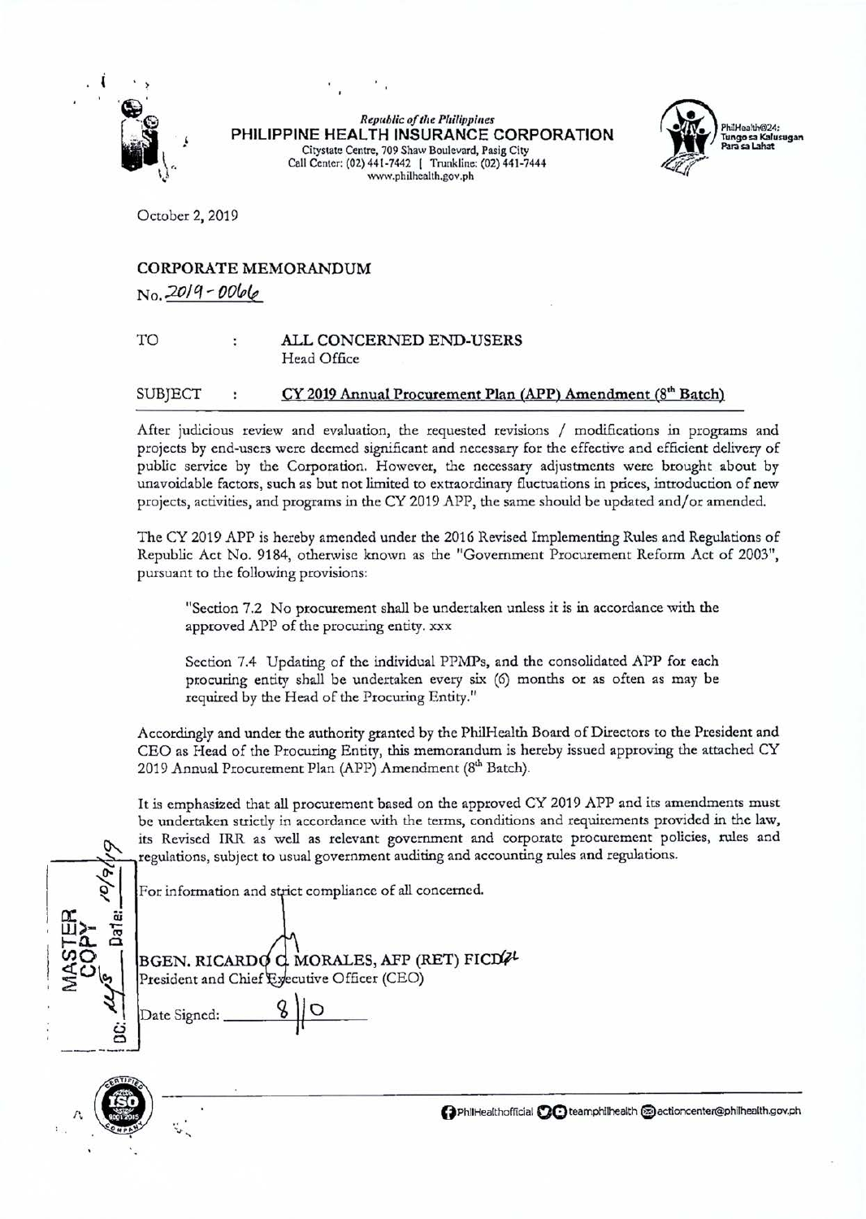Republic of the Philippines
**PHILIPPINE HEALTH INSURANCE CORPORATION**
Citystate Centre, 709 Shaw Boulevard, Pasig City
Call Center: (02) 441-7442 | Trunkline: (02) 441-7444
www.philhealth.gov.ph

PhilHealth@24: Tungo sa Kalusugan Para sa Lahat

October 2, 2019

**CORPORATE MEMORANDUM**
No. 2019 - 0066

TO : **ALL CONCERNED END-USERS**
Head Office

SUBJECT : **CY 2019 Annual Procurement Plan (APP) Amendment (8th Batch)**

After judicious review and evaluation, the requested revisions / modifications in programs and projects by end-users were deemed significant and necessary for the effective and efficient delivery of public service by the Corporation. However, the necessary adjustments were brought about by unavoidable factors, such as but not limited to extraordinary fluctuations in prices, introduction of new projects, activities, and programs in the CY 2019 APP, the same should be updated and/or amended.

The CY 2019 APP is hereby amended under the 2016 Revised Implementing Rules and Regulations of Republic Act No. 9184, otherwise known as the "Government Procurement Reform Act of 2003", pursuant to the following provisions:

> "Section 7.2 No procurement shall be undertaken unless it is in accordance with the approved APP of the procuring entity. xxx
>
> Section 7.4 Updating of the individual PPMPs, and the consolidated APP for each procuring entity shall be undertaken every six (6) months or as often as may be required by the Head of the Procuring Entity."

Accordingly and under the authority granted by the PhilHealth Board of Directors to the President and CEO as Head of the Procuring Entity, this memorandum is hereby issued approving the attached CY 2019 Annual Procurement Plan (APP) Amendment (8th Batch).

It is emphasized that all procurement based on the approved CY 2019 APP and its amendments must be undertaken strictly in accordance with the terms, conditions and requirements provided in the law, its Revised IRR as well as relevant government and corporate procurement policies, rules and regulations, subject to usual government auditing and accounting rules and regulations.

For information and strict compliance of all concerned.

**BGEN. RICARDO C. MORALES, AFP (RET) FICD**
President and Chief Executive Officer (CEO)

Date Signed: 8|10

MASTER COPY
DC: ____ Date: 10/9/19

PhilHealthofficial | teamphilhealth | actioncenter@philhealth.gov.ph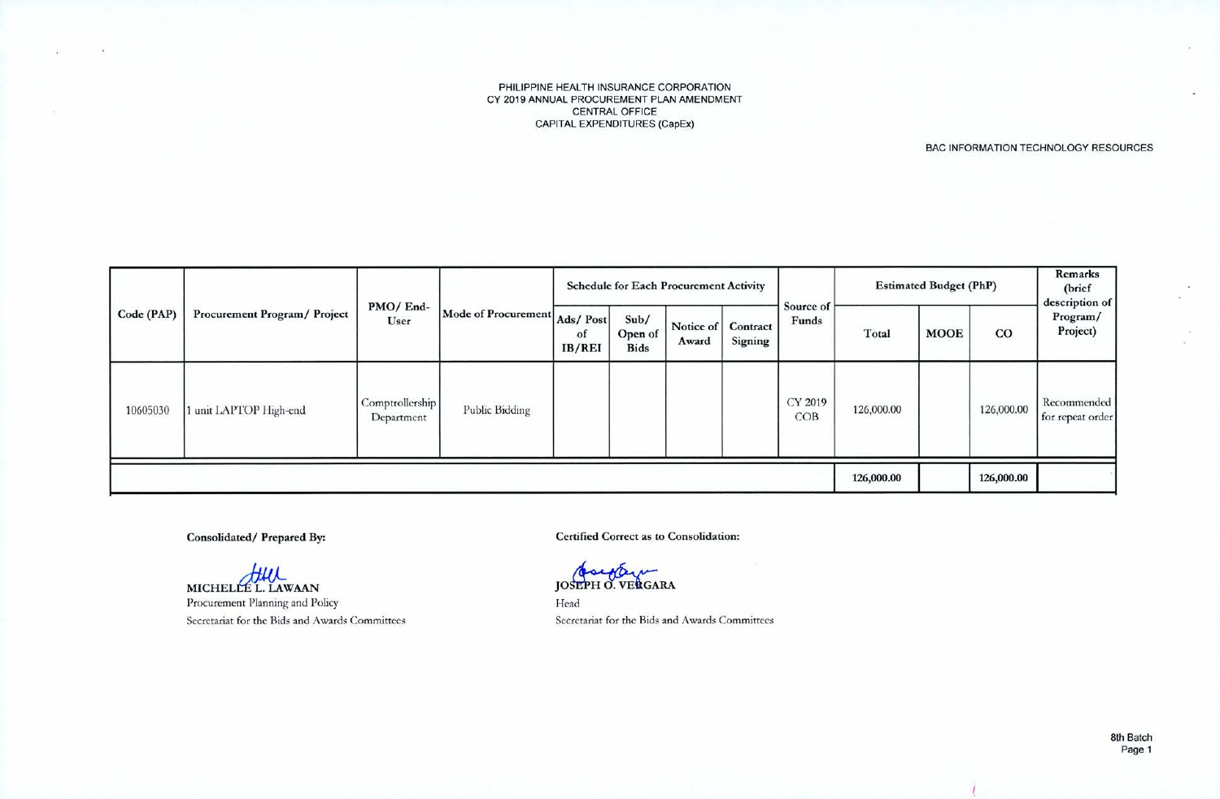PHILIPPINE HEALTH INSURANCE CORPORATION
CY 2019 ANNUAL PROCUREMENT PLAN AMENDMENT
CENTRAL OFFICE
CAPITAL EXPENDITURES (CapEx)

BAC INFORMATION TECHNOLOGY RESOURCES

| Code (PAP) | Procurement Program/ Project | PMO/ End-User | Mode of Procurement | Schedule for Each Procurement Activity | | | | Source of Funds | Estimated Budget (PhP) | | | Remarks (brief description of Program/ Project) |
|---|---|---|---|---|---|---|---|---|---|---|---|---|
| | | | | Ads/ Post of IB/REI | Sub/ Open of Bids | Notice of Award | Contract Signing | | Total | MOOE | CO | |
| 10605030 | 1 unit LAPTOP High-end | Comptrollership Department | Public Bidding | | | | | CY 2019 COB | 126,000.00 | | 126,000.00 | Recommended for repeat order |
| | | | | | | | | | **126,000.00** | | **126,000.00** | |

**Consolidated/ Prepared By:**

MICHELLE L. LAWAAN
Procurement Planning and Policy
Secretariat for the Bids and Awards Committees

**Certified Correct as to Consolidation:**

JOSEPH O. VERGARA
Head
Secretariat for the Bids and Awards Committees

8th Batch